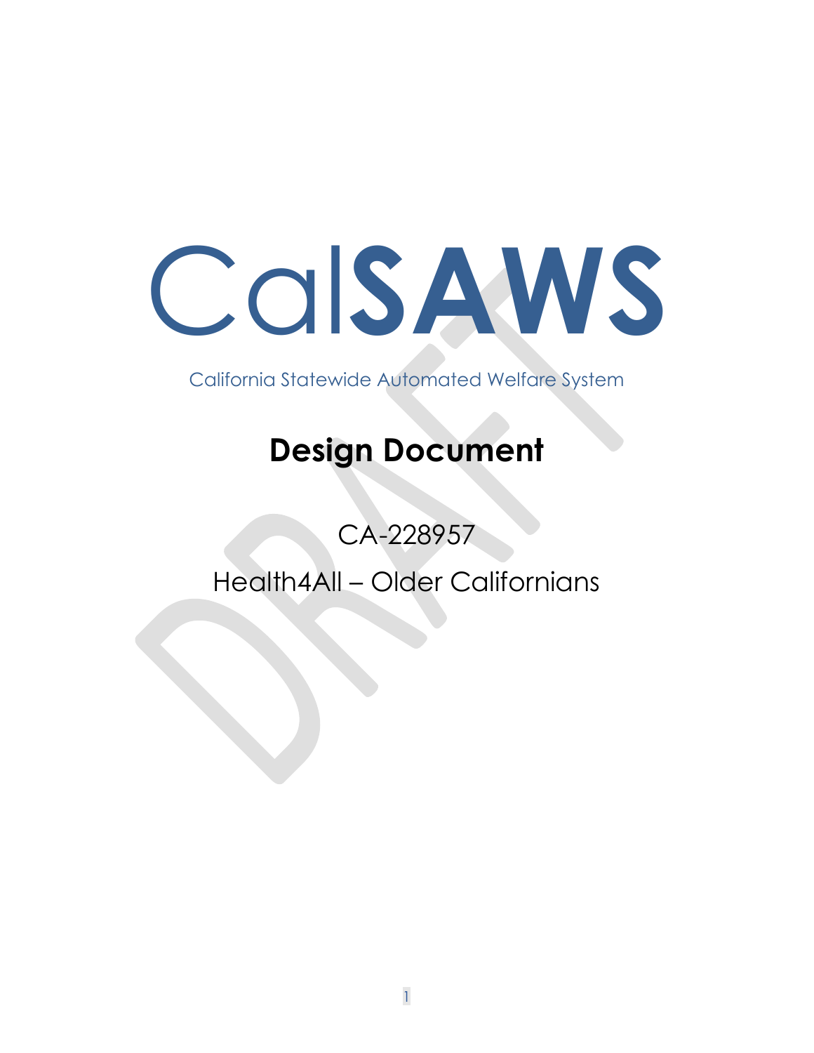# CalSAWS

California Statewide Automated Welfare System

## Design Document

CA-228957

Health4All – Older Californians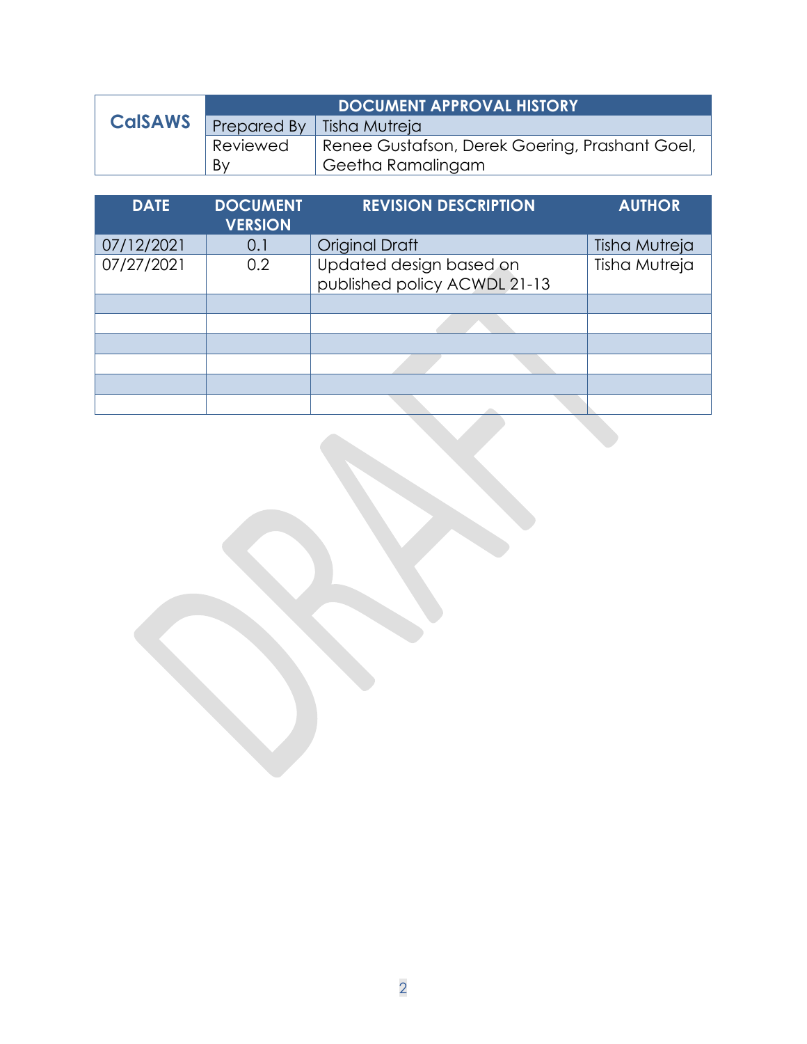| CalSAWS | DOCUMENT APPROVAL HISTORY | |
|---|---|---|
| | Prepared By | Tisha Mutreja |
| | Reviewed By | Renee Gustafson, Derek Goering, Prashant Goel, Geetha Ramalingam |

| DATE | DOCUMENT VERSION | REVISION DESCRIPTION | AUTHOR |
|---|---|---|---|
| 07/12/2021 | 0.1 | Original Draft | Tisha Mutreja |
| 07/27/2021 | 0.2 | Updated design based on published policy ACWDL 21-13 | Tisha Mutreja |
| | | | |
| | | | |
| | | | |
| | | | |
| | | | |
| | | | |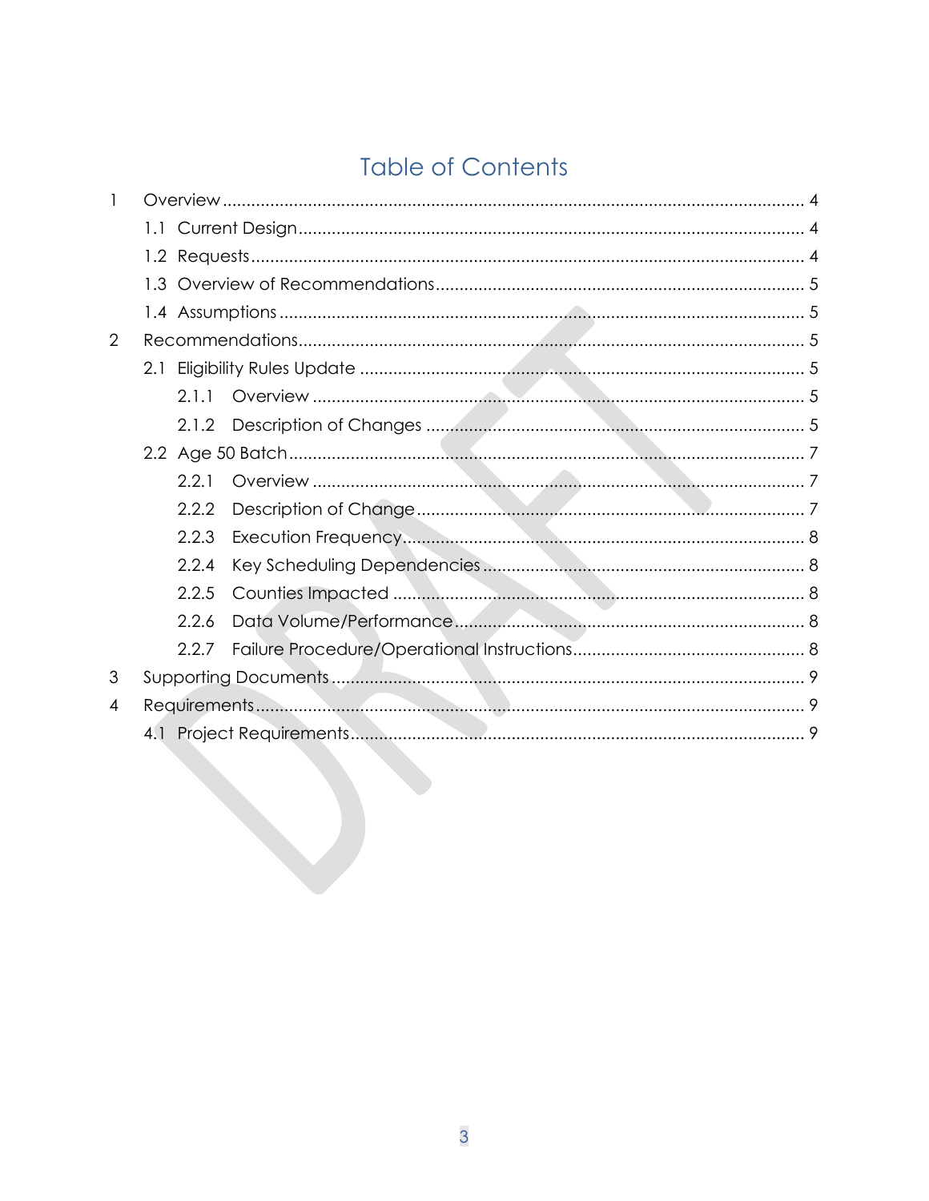# Table of Contents

1 Overview ........ 4
- 1.1 Current Design ........ 4
- 1.2 Requests ........ 4
- 1.3 Overview of Recommendations ........ 5
- 1.4 Assumptions ........ 5

2 Recommendations ........ 5
- 2.1 Eligibility Rules Update ........ 5
  - 2.1.1 Overview ........ 5
  - 2.1.2 Description of Changes ........ 5
- 2.2 Age 50 Batch ........ 7
  - 2.2.1 Overview ........ 7
  - 2.2.2 Description of Change ........ 7
  - 2.2.3 Execution Frequency ........ 8
  - 2.2.4 Key Scheduling Dependencies ........ 8
  - 2.2.5 Counties Impacted ........ 8
  - 2.2.6 Data Volume/Performance ........ 8
  - 2.2.7 Failure Procedure/Operational Instructions ........ 8

3 Supporting Documents ........ 9

4 Requirements ........ 9
- 4.1 Project Requirements ........ 9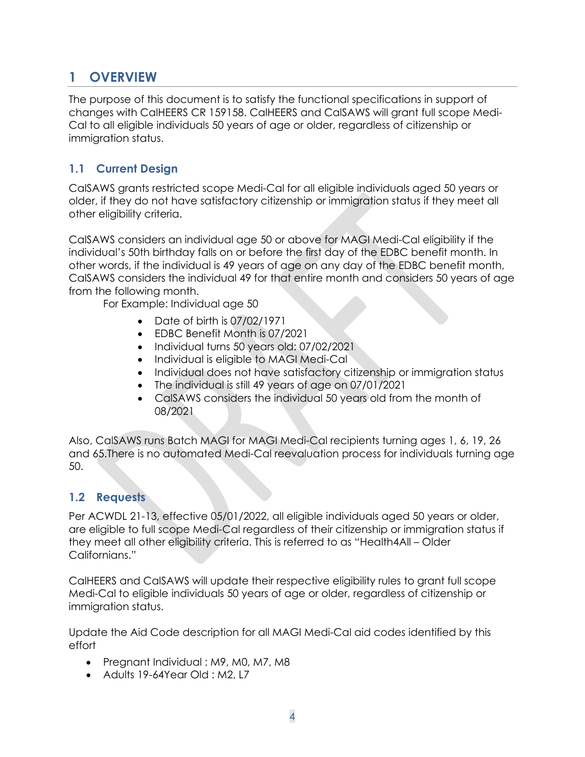# 1 OVERVIEW

The purpose of this document is to satisfy the functional specifications in support of changes with CalHEERS CR 159158. CalHEERS and CalSAWS will grant full scope Medi-Cal to all eligible individuals 50 years of age or older, regardless of citizenship or immigration status.

## 1.1 Current Design

CalSAWS grants restricted scope Medi-Cal for all eligible individuals aged 50 years or older, if they do not have satisfactory citizenship or immigration status if they meet all other eligibility criteria.

CalSAWS considers an individual age 50 or above for MAGI Medi-Cal eligibility if the individual's 50th birthday falls on or before the first day of the EDBC benefit month. In other words, if the individual is 49 years of age on any day of the EDBC benefit month, CalSAWS considers the individual 49 for that entire month and considers 50 years of age from the following month.

For Example: Individual age 50

- Date of birth is 07/02/1971
- EDBC Benefit Month is 07/2021
- Individual turns 50 years old: 07/02/2021
- Individual is eligible to MAGI Medi-Cal
- Individual does not have satisfactory citizenship or immigration status
- The individual is still 49 years of age on 07/01/2021
- CalSAWS considers the individual 50 years old from the month of 08/2021

Also, CalSAWS runs Batch MAGI for MAGI Medi-Cal recipients turning ages 1, 6, 19, 26 and 65.There is no automated Medi-Cal reevaluation process for individuals turning age 50.

## 1.2 Requests

Per ACWDL 21-13, effective 05/01/2022, all eligible individuals aged 50 years or older, are eligible to full scope Medi-Cal regardless of their citizenship or immigration status if they meet all other eligibility criteria. This is referred to as "Health4All – Older Californians."

CalHEERS and CalSAWS will update their respective eligibility rules to grant full scope Medi-Cal to eligible individuals 50 years of age or older, regardless of citizenship or immigration status.

Update the Aid Code description for all MAGI Medi-Cal aid codes identified by this effort

- Pregnant Individual : M9, M0, M7, M8
- Adults 19-64Year Old : M2, L7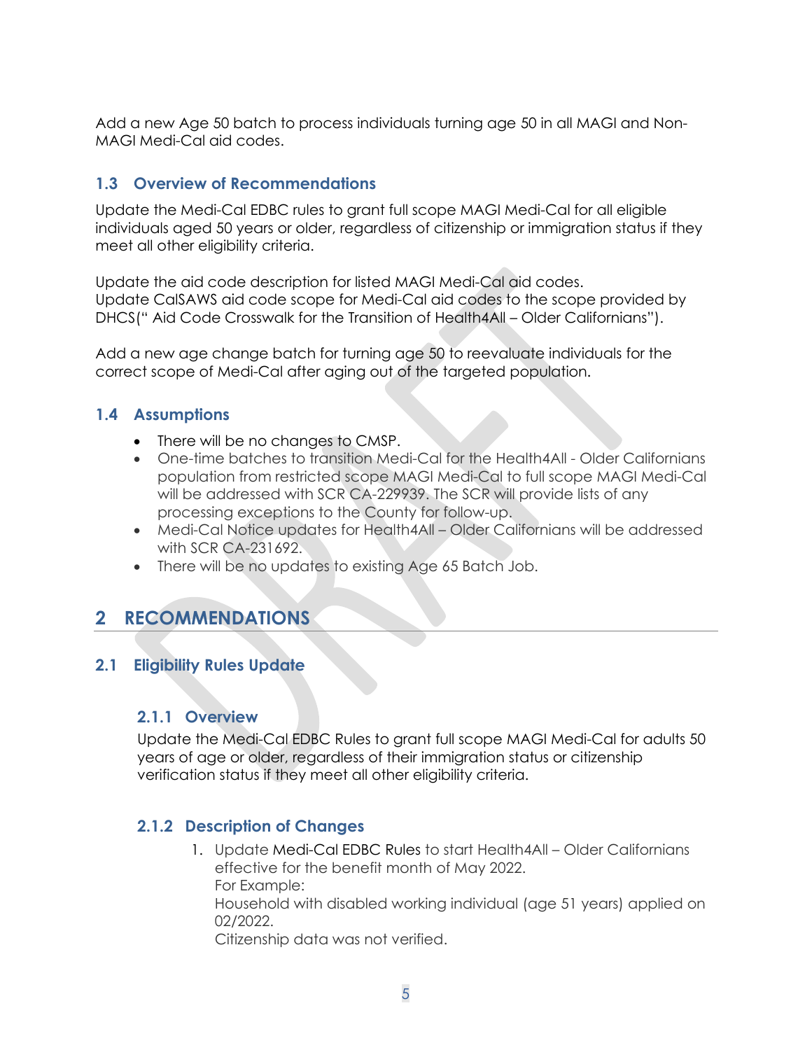Add a new Age 50 batch to process individuals turning age 50 in all MAGI and Non-MAGI Medi-Cal aid codes.

### 1.3 Overview of Recommendations

Update the Medi-Cal EDBC rules to grant full scope MAGI Medi-Cal for all eligible individuals aged 50 years or older, regardless of citizenship or immigration status if they meet all other eligibility criteria.

Update the aid code description for listed MAGI Medi-Cal aid codes.
Update CalSAWS aid code scope for Medi-Cal aid codes to the scope provided by DHCS(" Aid Code Crosswalk for the Transition of Health4All – Older Californians").

Add a new age change batch for turning age 50 to reevaluate individuals for the correct scope of Medi-Cal after aging out of the targeted population.

### 1.4 Assumptions

- There will be no changes to CMSP.
- One-time batches to transition Medi-Cal for the Health4All - Older Californians population from restricted scope MAGI Medi-Cal to full scope MAGI Medi-Cal will be addressed with SCR CA-229939. The SCR will provide lists of any processing exceptions to the County for follow-up.
- Medi-Cal Notice updates for Health4All – Older Californians will be addressed with SCR CA-231692.
- There will be no updates to existing Age 65 Batch Job.

## 2 RECOMMENDATIONS

### 2.1 Eligibility Rules Update

#### 2.1.1 Overview

Update the Medi-Cal EDBC Rules to grant full scope MAGI Medi-Cal for adults 50 years of age or older, regardless of their immigration status or citizenship verification status if they meet all other eligibility criteria.

#### 2.1.2 Description of Changes

1. Update Medi-Cal EDBC Rules to start Health4All – Older Californians effective for the benefit month of May 2022.
   For Example:
   Household with disabled working individual (age 51 years) applied on 02/2022.
   Citizenship data was not verified.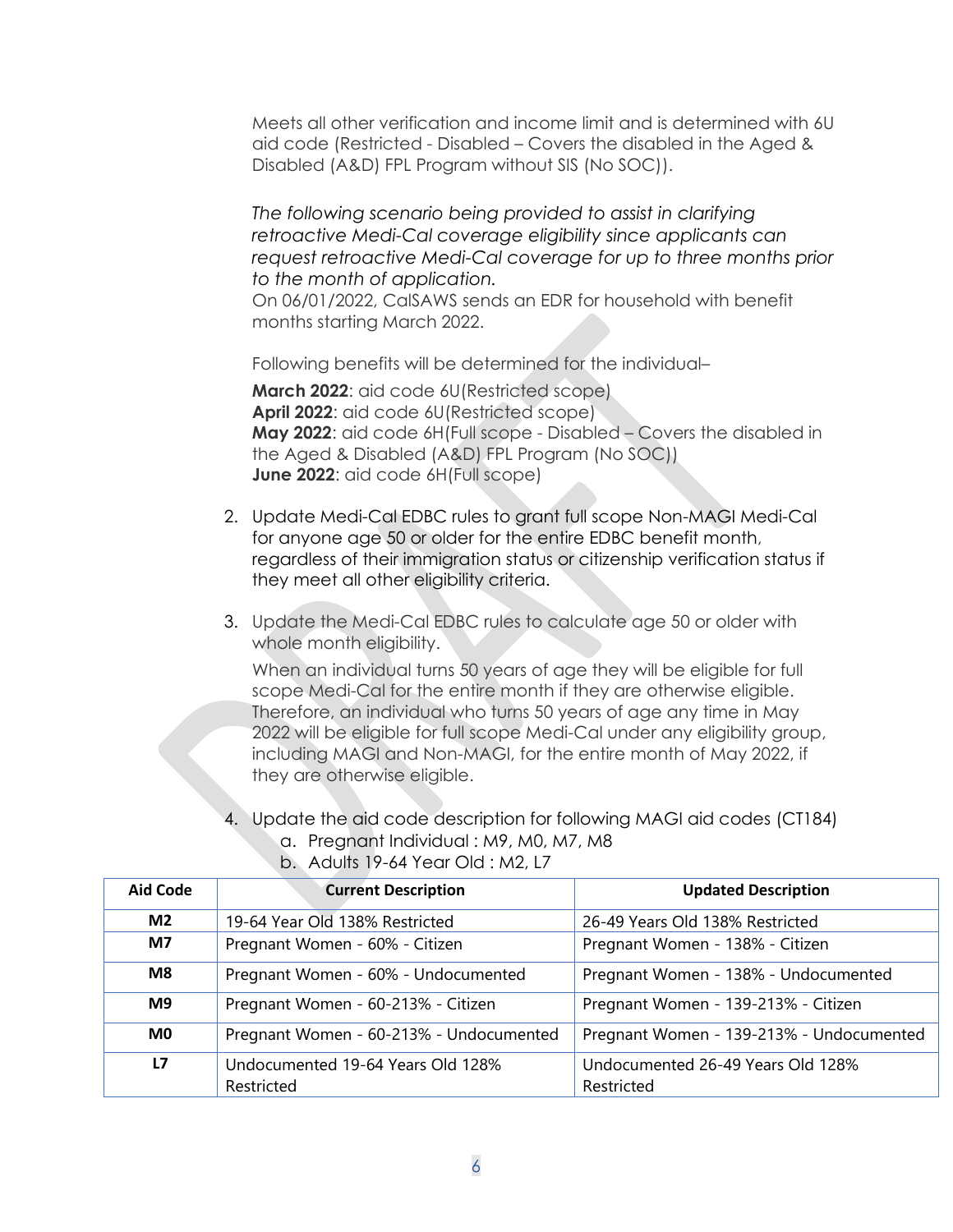Meets all other verification and income limit and is determined with 6U aid code (Restricted - Disabled – Covers the disabled in the Aged & Disabled (A&D) FPL Program without SIS (No SOC)).

*The following scenario being provided to assist in clarifying retroactive Medi-Cal coverage eligibility since applicants can request retroactive Medi-Cal coverage for up to three months prior to the month of application.*

On 06/01/2022, CalSAWS sends an EDR for household with benefit months starting March 2022.

Following benefits will be determined for the individual–

**March 2022**: aid code 6U(Restricted scope)
**April 2022**: aid code 6U(Restricted scope)
**May 2022**: aid code 6H(Full scope - Disabled – Covers the disabled in the Aged & Disabled (A&D) FPL Program (No SOC))
**June 2022**: aid code 6H(Full scope)

2. Update Medi-Cal EDBC rules to grant full scope Non-MAGI Medi-Cal for anyone age 50 or older for the entire EDBC benefit month, regardless of their immigration status or citizenship verification status if they meet all other eligibility criteria.

3. Update the Medi-Cal EDBC rules to calculate age 50 or older with whole month eligibility.

   When an individual turns 50 years of age they will be eligible for full scope Medi-Cal for the entire month if they are otherwise eligible. Therefore, an individual who turns 50 years of age any time in May 2022 will be eligible for full scope Medi-Cal under any eligibility group, including MAGI and Non-MAGI, for the entire month of May 2022, if they are otherwise eligible.

4. Update the aid code description for following MAGI aid codes (CT184)
   a. Pregnant Individual : M9, M0, M7, M8
   b. Adults 19-64 Year Old : M2, L7

| Aid Code | Current Description | Updated Description |
|---|---|---|
| **M2** | 19-64 Year Old 138% Restricted | 26-49 Years Old 138% Restricted |
| **M7** | Pregnant Women - 60% - Citizen | Pregnant Women - 138% - Citizen |
| **M8** | Pregnant Women - 60% - Undocumented | Pregnant Women - 138% - Undocumented |
| **M9** | Pregnant Women - 60-213% - Citizen | Pregnant Women - 139-213% - Citizen |
| **M0** | Pregnant Women - 60-213% - Undocumented | Pregnant Women - 139-213% - Undocumented |
| **L7** | Undocumented 19-64 Years Old 128% Restricted | Undocumented 26-49 Years Old 128% Restricted |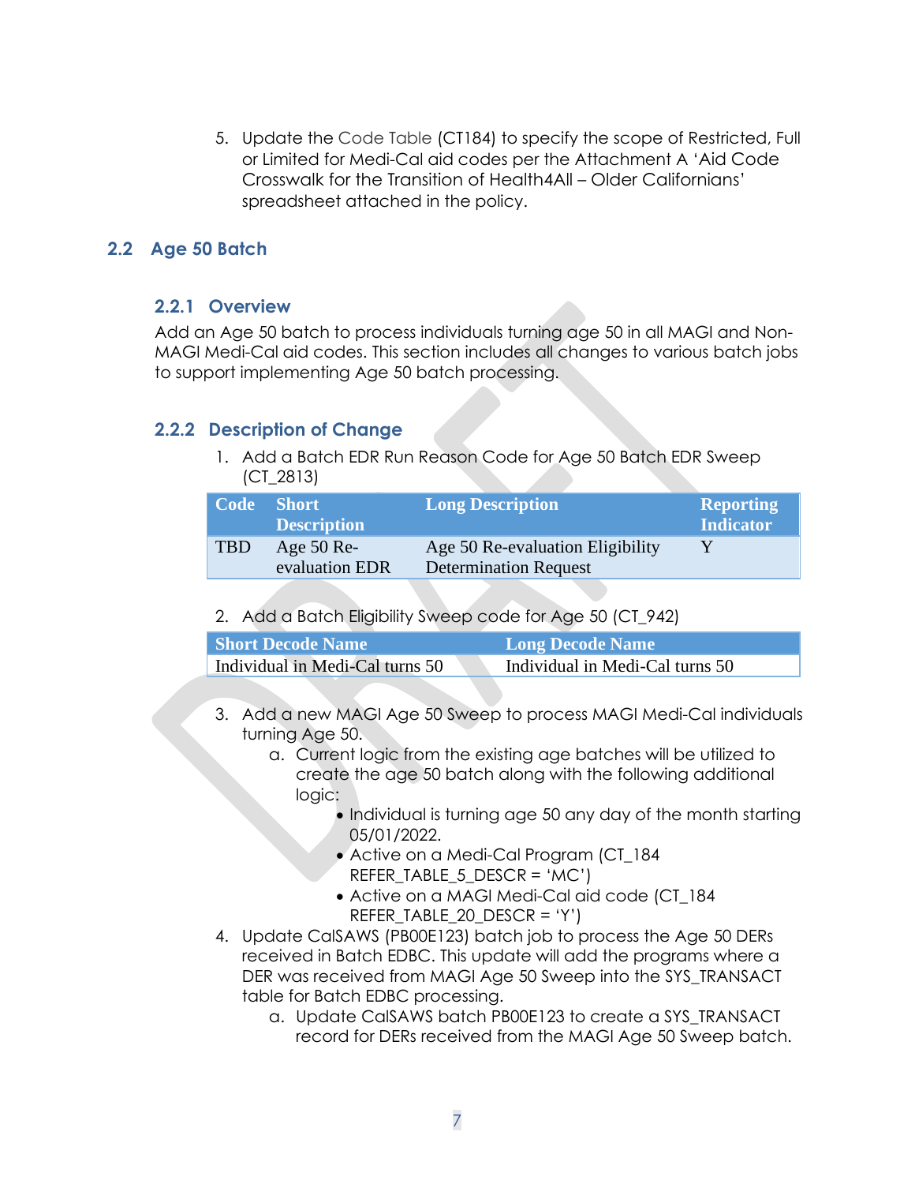5. Update the Code Table (CT184) to specify the scope of Restricted, Full or Limited for Medi-Cal aid codes per the Attachment A 'Aid Code Crosswalk for the Transition of Health4All – Older Californians' spreadsheet attached in the policy.

## 2.2 Age 50 Batch

### 2.2.1 Overview

Add an Age 50 batch to process individuals turning age 50 in all MAGI and Non-MAGI Medi-Cal aid codes. This section includes all changes to various batch jobs to support implementing Age 50 batch processing.

### 2.2.2 Description of Change

1. Add a Batch EDR Run Reason Code for Age 50 Batch EDR Sweep (CT_2813)

| Code | Short Description | Long Description | Reporting Indicator |
|---|---|---|---|
| TBD | Age 50 Re-evaluation EDR | Age 50 Re-evaluation Eligibility Determination Request | Y |

2. Add a Batch Eligibility Sweep code for Age 50 (CT_942)

| Short Decode Name | Long Decode Name |
|---|---|
| Individual in Medi-Cal turns 50 | Individual in Medi-Cal turns 50 |

3. Add a new MAGI Age 50 Sweep to process MAGI Medi-Cal individuals turning Age 50.
   a. Current logic from the existing age batches will be utilized to create the age 50 batch along with the following additional logic:
      - Individual is turning age 50 any day of the month starting 05/01/2022.
      - Active on a Medi-Cal Program (CT_184 REFER_TABLE_5_DESCR = 'MC')
      - Active on a MAGI Medi-Cal aid code (CT_184 REFER_TABLE_20_DESCR = 'Y')
4. Update CalSAWS (PB00E123) batch job to process the Age 50 DERs received in Batch EDBC. This update will add the programs where a DER was received from MAGI Age 50 Sweep into the SYS_TRANSACT table for Batch EDBC processing.
   a. Update CalSAWS batch PB00E123 to create a SYS_TRANSACT record for DERs received from the MAGI Age 50 Sweep batch.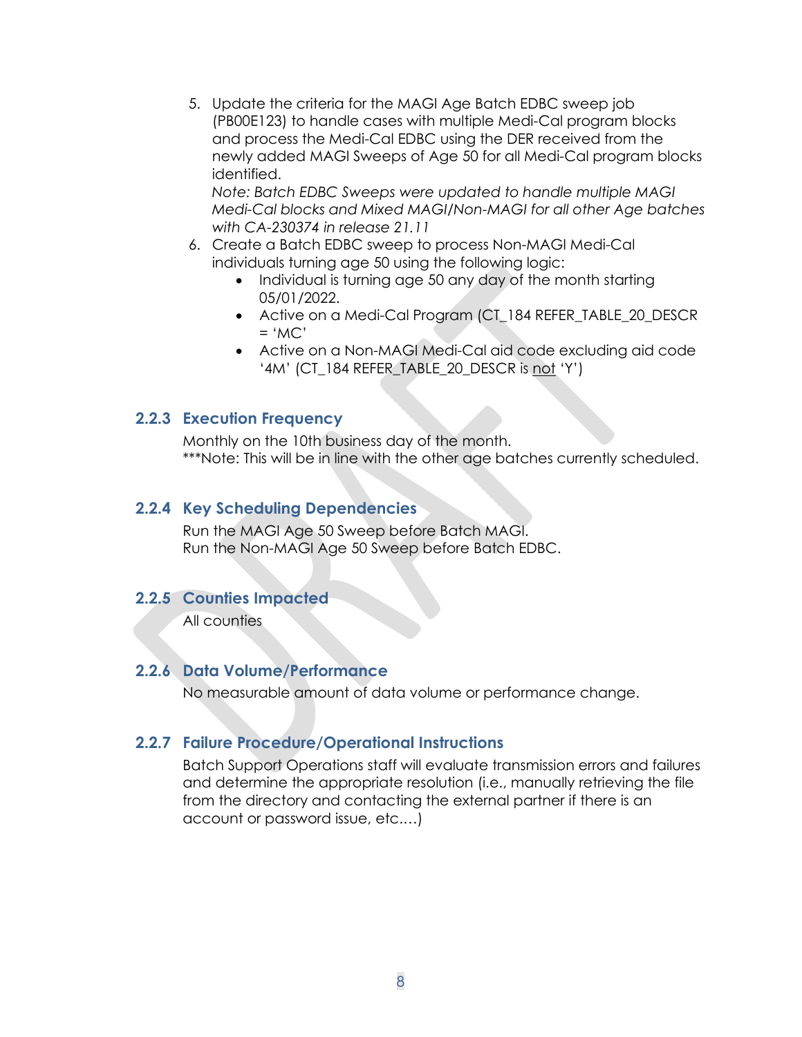5. Update the criteria for the MAGI Age Batch EDBC sweep job (PB00E123) to handle cases with multiple Medi-Cal program blocks and process the Medi-Cal EDBC using the DER received from the newly added MAGI Sweeps of Age 50 for all Medi-Cal program blocks identified.
   *Note: Batch EDBC Sweeps were updated to handle multiple MAGI Medi-Cal blocks and Mixed MAGI/Non-MAGI for all other Age batches with CA-230374 in release 21.11*
6. Create a Batch EDBC sweep to process Non-MAGI Medi-Cal individuals turning age 50 using the following logic:
   - Individual is turning age 50 any day of the month starting 05/01/2022.
   - Active on a Medi-Cal Program (CT_184 REFER_TABLE_20_DESCR = 'MC'
   - Active on a Non-MAGI Medi-Cal aid code excluding aid code '4M' (CT_184 REFER_TABLE_20_DESCR is <u>not</u> 'Y')

### 2.2.3 Execution Frequency

Monthly on the 10th business day of the month.
***Note: This will be in line with the other age batches currently scheduled.

### 2.2.4 Key Scheduling Dependencies

Run the MAGI Age 50 Sweep before Batch MAGI.
Run the Non-MAGI Age 50 Sweep before Batch EDBC.

### 2.2.5 Counties Impacted

All counties

### 2.2.6 Data Volume/Performance

No measurable amount of data volume or performance change.

### 2.2.7 Failure Procedure/Operational Instructions

Batch Support Operations staff will evaluate transmission errors and failures and determine the appropriate resolution (i.e., manually retrieving the file from the directory and contacting the external partner if there is an account or password issue, etc.…)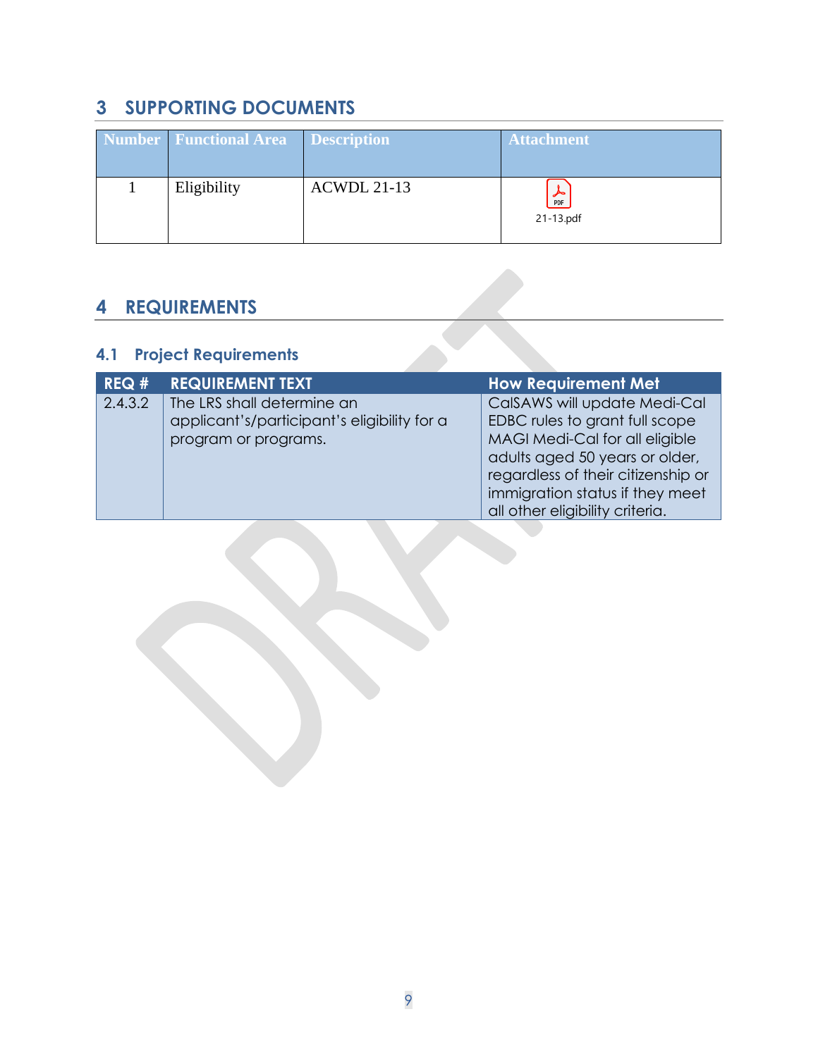# 3 SUPPORTING DOCUMENTS

| Number | Functional Area | Description | Attachment |
|---|---|---|---|
| 1 | Eligibility | ACWDL 21-13 | 21-13.pdf |

# 4 REQUIREMENTS

## 4.1 Project Requirements

| REQ # | REQUIREMENT TEXT | How Requirement Met |
|---|---|---|
| 2.4.3.2 | The LRS shall determine an applicant's/participant's eligibility for a program or programs. | CalSAWS will update Medi-Cal EDBC rules to grant full scope MAGI Medi-Cal for all eligible adults aged 50 years or older, regardless of their citizenship or immigration status if they meet all other eligibility criteria. |